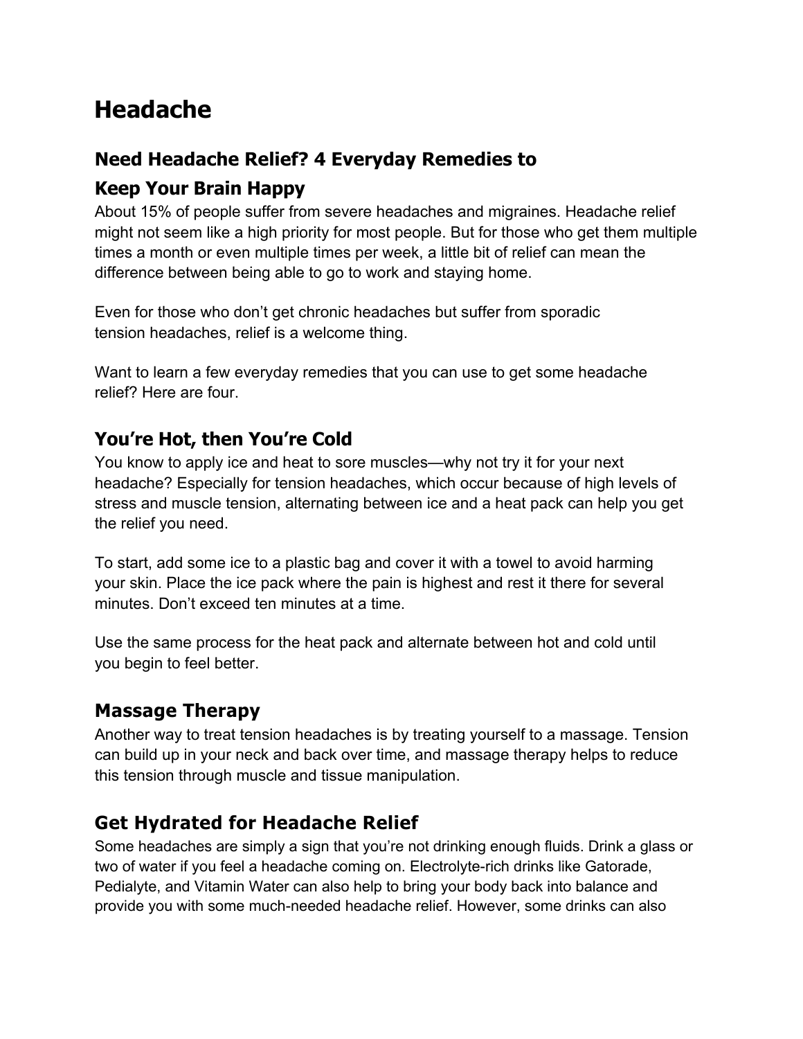# Headache

## Need Headache Relief? 4 Everyday Remedies to Keep Your Brain Happy

About 15% of people suffer from severe headaches and migraines. Headache relief might not seem like a high priority for most people. But for those who get them multiple times a month or even multiple times per week, a little bit of relief can mean the difference between being able to go to work and staying home.

Even for those who don't get chronic headaches but suffer from sporadic tension headaches, relief is a welcome thing.

Want to learn a few everyday remedies that you can use to get some headache relief? Here are four.

## You're Hot, then You're Cold

You know to apply ice and heat to sore muscles—why not try it for your next headache? Especially for tension headaches, which occur because of high levels of stress and muscle tension, alternating between ice and a heat pack can help you get the relief you need.

To start, add some ice to a plastic bag and cover it with a towel to avoid harming your skin. Place the ice pack where the pain is highest and rest it there for several minutes. Don't exceed ten minutes at a time.

Use the same process for the heat pack and alternate between hot and cold until you begin to feel better.

## Massage Therapy

Another way to treat tension headaches is by treating yourself to a massage. Tension can build up in your neck and back over time, and massage therapy helps to reduce this tension through muscle and tissue manipulation.

## Get Hydrated for Headache Relief

Some headaches are simply a sign that you're not drinking enough fluids. Drink a glass or two of water if you feel a headache coming on. Electrolyte-rich drinks like Gatorade, Pedialyte, and Vitamin Water can also help to bring your body back into balance and provide you with some much-needed headache relief. However, some drinks can also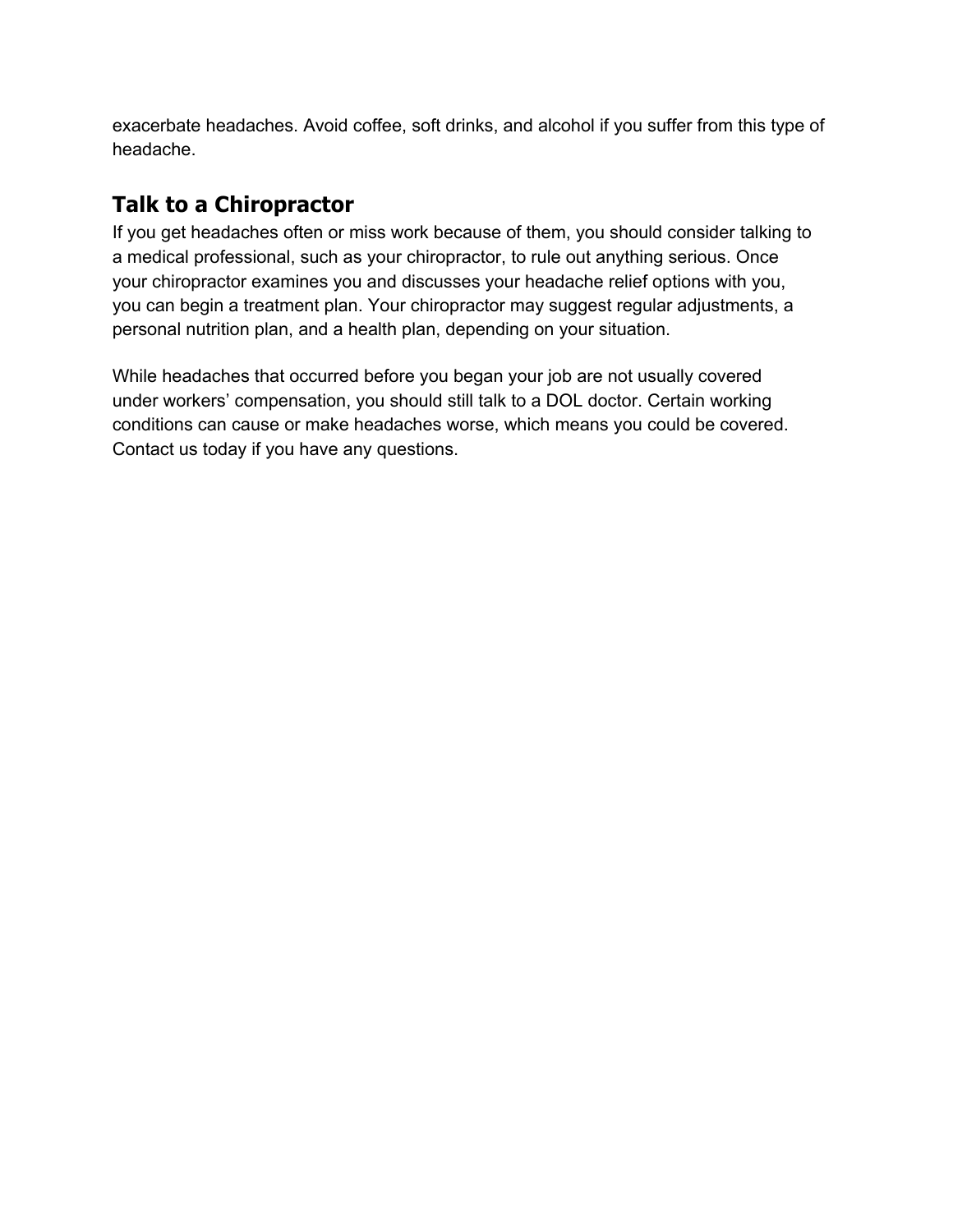exacerbate headaches. Avoid coffee, soft drinks, and alcohol if you suffer from this type of headache.

## Talk to a Chiropractor

If you get headaches often or miss work because of them, you should consider talking to a medical professional, such as your chiropractor, to rule out anything serious. Once your chiropractor examines you and discusses your headache relief options with you, you can begin a treatment plan. Your chiropractor may suggest regular adjustments, a personal nutrition plan, and a health plan, depending on your situation.

While headaches that occurred before you began your job are not usually covered under workers' compensation, you should still talk to a DOL doctor. Certain working conditions can cause or make headaches worse, which means you could be covered. Contact us today if you have any questions.